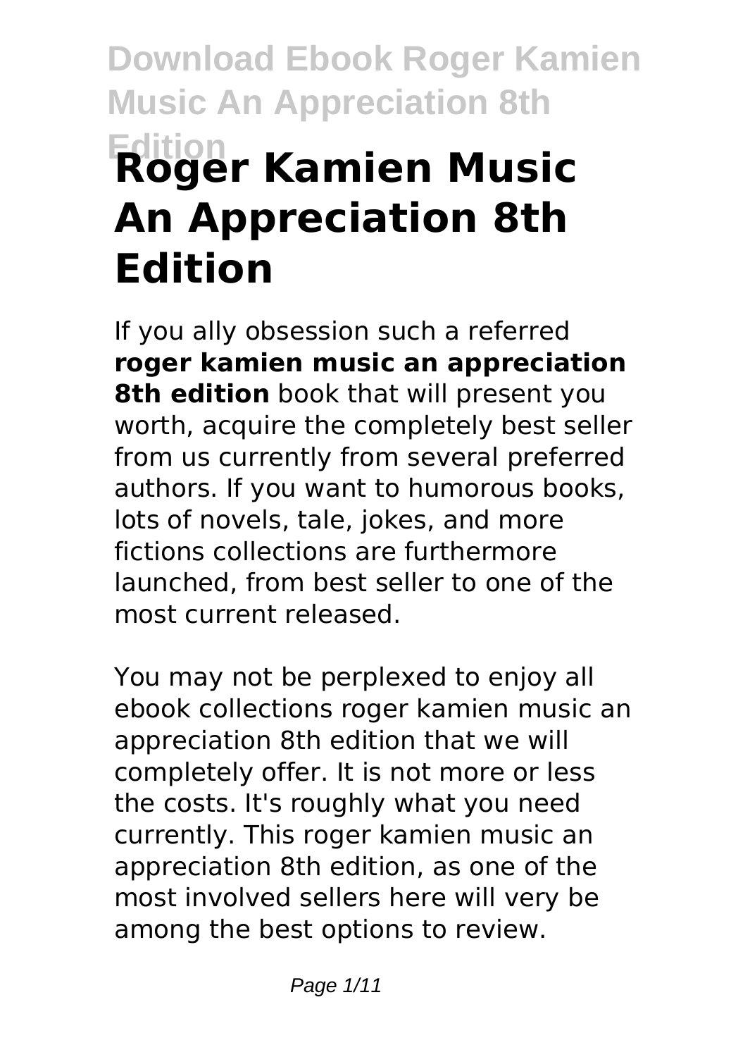# Roger Kamien Music An Appreciation 8th Edition

If you ally obsession such a referred **roger kamien music an appreciation 8th edition** book that will present you worth, acquire the completely best seller from us currently from several preferred authors. If you want to humorous books, lots of novels, tale, jokes, and more fictions collections are furthermore launched, from best seller to one of the most current released.

You may not be perplexed to enjoy all ebook collections roger kamien music an appreciation 8th edition that we will completely offer. It is not more or less the costs. It's roughly what you need currently. This roger kamien music an appreciation 8th edition, as one of the most involved sellers here will very be among the best options to review.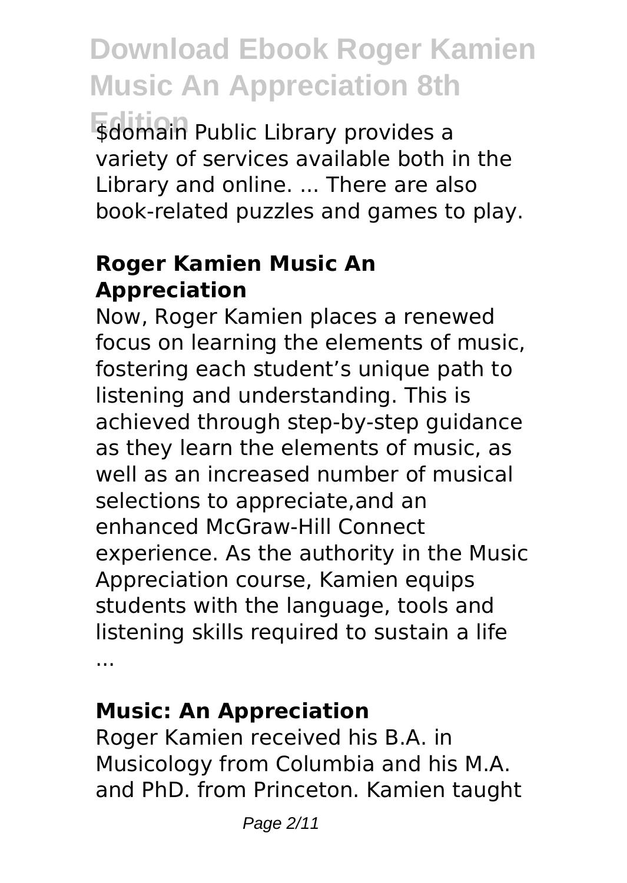$domain Public Library provides a variety of services available both in the Library and online. ... There are also book-related puzzles and games to play.

### Roger Kamien Music An Appreciation

Now, Roger Kamien places a renewed focus on learning the elements of music, fostering each student's unique path to listening and understanding. This is achieved through step-by-step guidance as they learn the elements of music, as well as an increased number of musical selections to appreciate,and an enhanced McGraw-Hill Connect experience. As the authority in the Music Appreciation course, Kamien equips students with the language, tools and listening skills required to sustain a life ...

### Music: An Appreciation

Roger Kamien received his B.A. in Musicology from Columbia and his M.A. and PhD. from Princeton. Kamien taught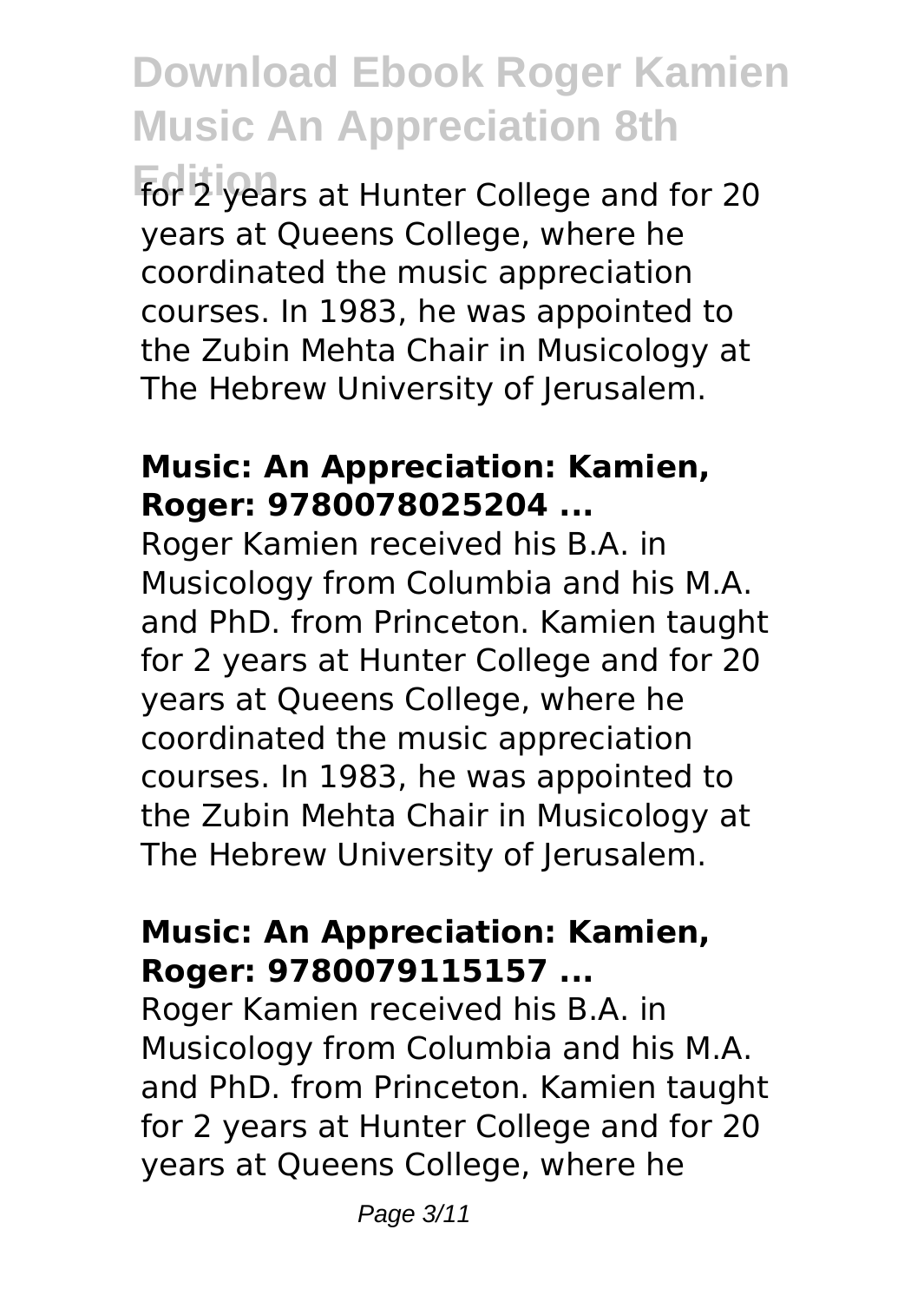for 2 years at Hunter College and for 20 years at Queens College, where he coordinated the music appreciation courses. In 1983, he was appointed to the Zubin Mehta Chair in Musicology at The Hebrew University of Jerusalem.

### Music: An Appreciation: Kamien, Roger: 9780078025204 ...

Roger Kamien received his B.A. in Musicology from Columbia and his M.A. and PhD. from Princeton. Kamien taught for 2 years at Hunter College and for 20 years at Queens College, where he coordinated the music appreciation courses. In 1983, he was appointed to the Zubin Mehta Chair in Musicology at The Hebrew University of Jerusalem.

### Music: An Appreciation: Kamien, Roger: 9780079115157 ...

Roger Kamien received his B.A. in Musicology from Columbia and his M.A. and PhD. from Princeton. Kamien taught for 2 years at Hunter College and for 20 years at Queens College, where he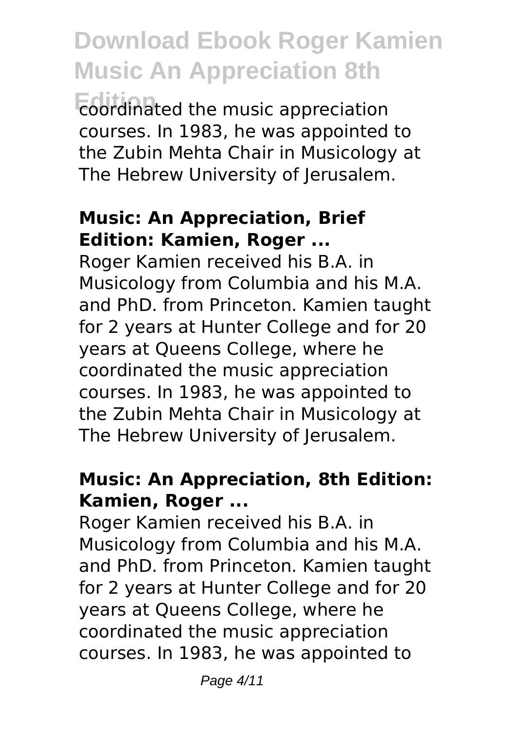coordinated the music appreciation courses. In 1983, he was appointed to the Zubin Mehta Chair in Musicology at The Hebrew University of Jerusalem.

### Music: An Appreciation, Brief Edition: Kamien, Roger ...

Roger Kamien received his B.A. in Musicology from Columbia and his M.A. and PhD. from Princeton. Kamien taught for 2 years at Hunter College and for 20 years at Queens College, where he coordinated the music appreciation courses. In 1983, he was appointed to the Zubin Mehta Chair in Musicology at The Hebrew University of Jerusalem.

### Music: An Appreciation, 8th Edition: Kamien, Roger ...

Roger Kamien received his B.A. in Musicology from Columbia and his M.A. and PhD. from Princeton. Kamien taught for 2 years at Hunter College and for 20 years at Queens College, where he coordinated the music appreciation courses. In 1983, he was appointed to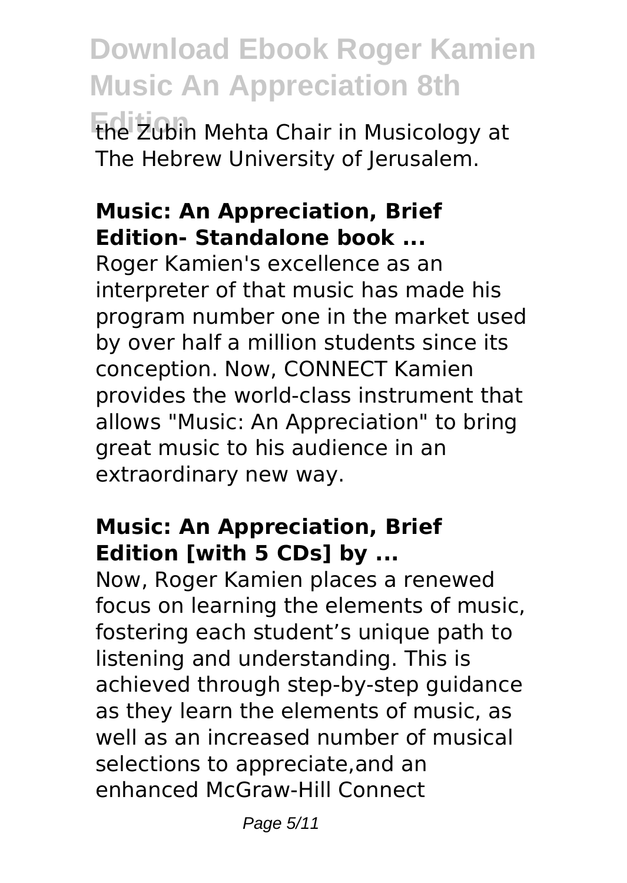the Zubin Mehta Chair in Musicology at The Hebrew University of Jerusalem.

### **Music: An Appreciation, Brief Edition- Standalone book ...**

Roger Kamien's excellence as an interpreter of that music has made his program number one in the market used by over half a million students since its conception. Now, CONNECT Kamien provides the world-class instrument that allows "Music: An Appreciation" to bring great music to his audience in an extraordinary new way.

### **Music: An Appreciation, Brief Edition [with 5 CDs] by ...**

Now, Roger Kamien places a renewed focus on learning the elements of music, fostering each student's unique path to listening and understanding. This is achieved through step-by-step guidance as they learn the elements of music, as well as an increased number of musical selections to appreciate,and an enhanced McGraw-Hill Connect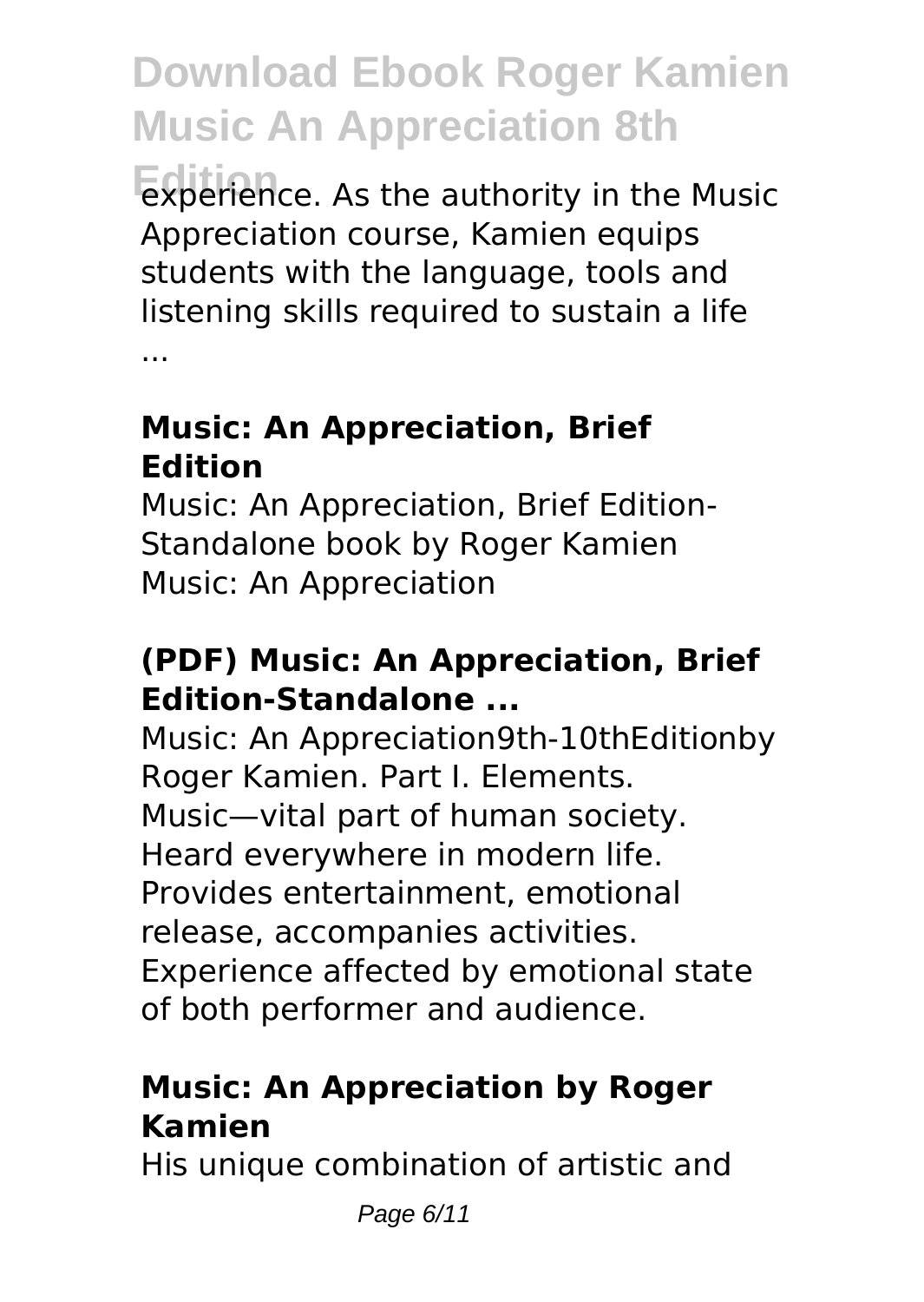experience. As the authority in the Music Appreciation course, Kamien equips students with the language, tools and listening skills required to sustain a life ...

### Music: An Appreciation, Brief Edition

Music: An Appreciation, Brief Edition-Standalone book by Roger Kamien Music: An Appreciation

### (PDF) Music: An Appreciation, Brief Edition-Standalone ...

Music: An Appreciation9th-10thEditionby Roger Kamien. Part I. Elements. Music—vital part of human society. Heard everywhere in modern life. Provides entertainment, emotional release, accompanies activities. Experience affected by emotional state of both performer and audience.

### Music: An Appreciation by Roger Kamien

His unique combination of artistic and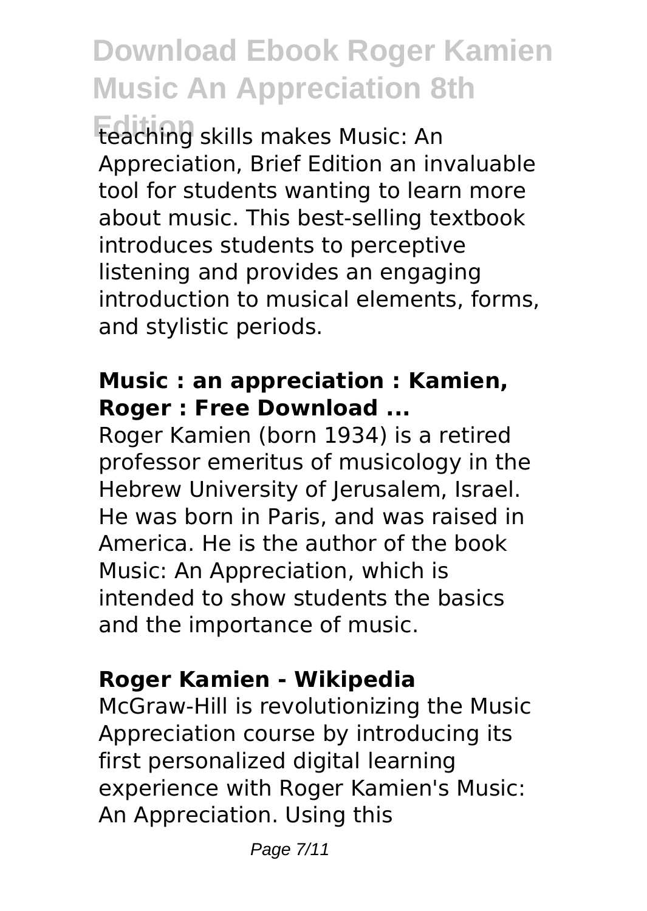teaching skills makes Music: An Appreciation, Brief Edition an invaluable tool for students wanting to learn more about music. This best-selling textbook introduces students to perceptive listening and provides an engaging introduction to musical elements, forms, and stylistic periods.

### Music : an appreciation : Kamien, Roger : Free Download ...

Roger Kamien (born 1934) is a retired professor emeritus of musicology in the Hebrew University of Jerusalem, Israel. He was born in Paris, and was raised in America. He is the author of the book Music: An Appreciation, which is intended to show students the basics and the importance of music.

### Roger Kamien - Wikipedia

McGraw-Hill is revolutionizing the Music Appreciation course by introducing its first personalized digital learning experience with Roger Kamien's Music: An Appreciation. Using this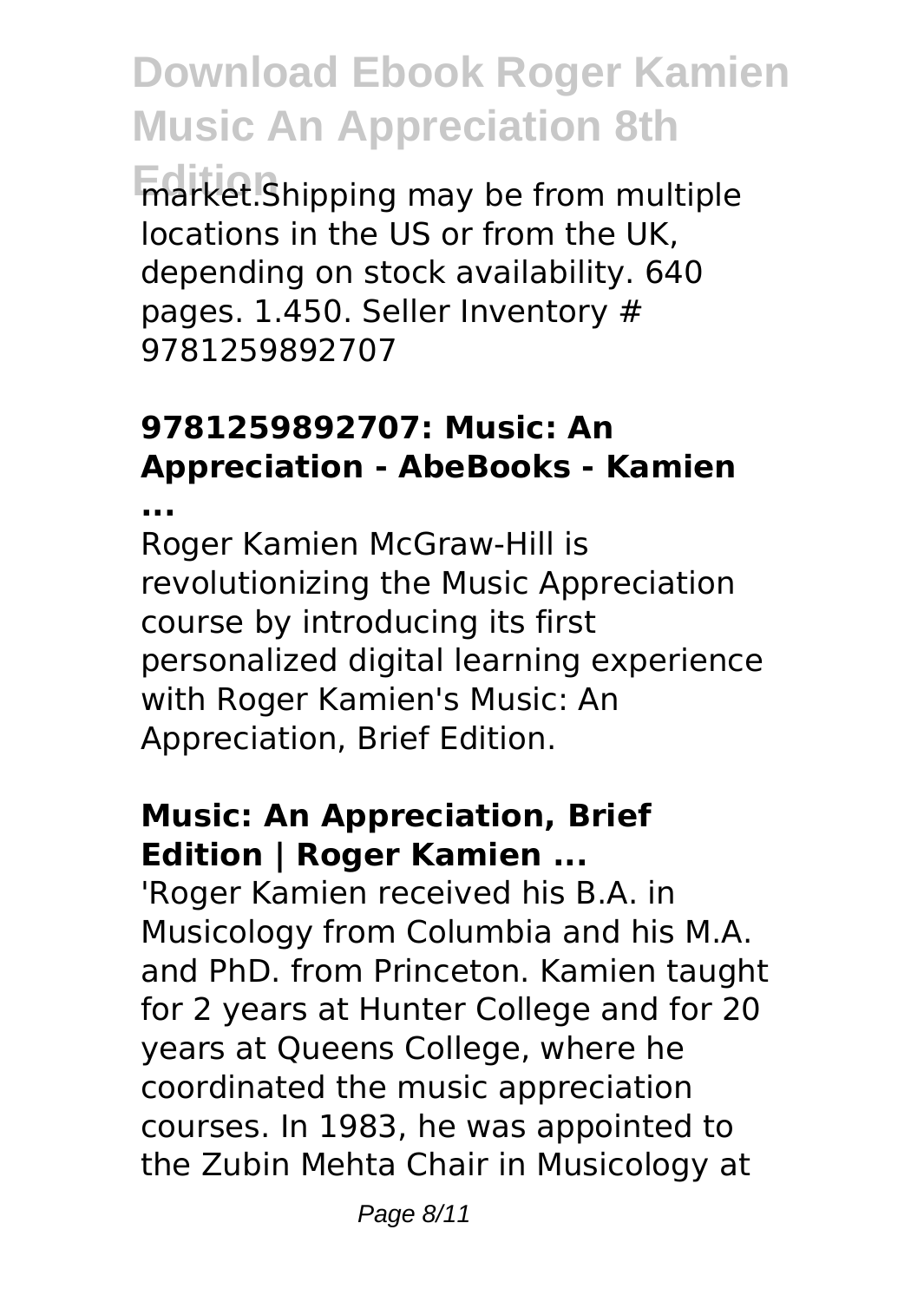market.Shipping may be from multiple locations in the US or from the UK, depending on stock availability. 640 pages. 1.450. Seller Inventory # 9781259892707

## 9781259892707: Music: An Appreciation - AbeBooks - Kamien ...

Roger Kamien McGraw-Hill is revolutionizing the Music Appreciation course by introducing its first personalized digital learning experience with Roger Kamien's Music: An Appreciation, Brief Edition.

## Music: An Appreciation, Brief Edition | Roger Kamien ...

'Roger Kamien received his B.A. in Musicology from Columbia and his M.A. and PhD. from Princeton. Kamien taught for 2 years at Hunter College and for 20 years at Queens College, where he coordinated the music appreciation courses. In 1983, he was appointed to the Zubin Mehta Chair in Musicology at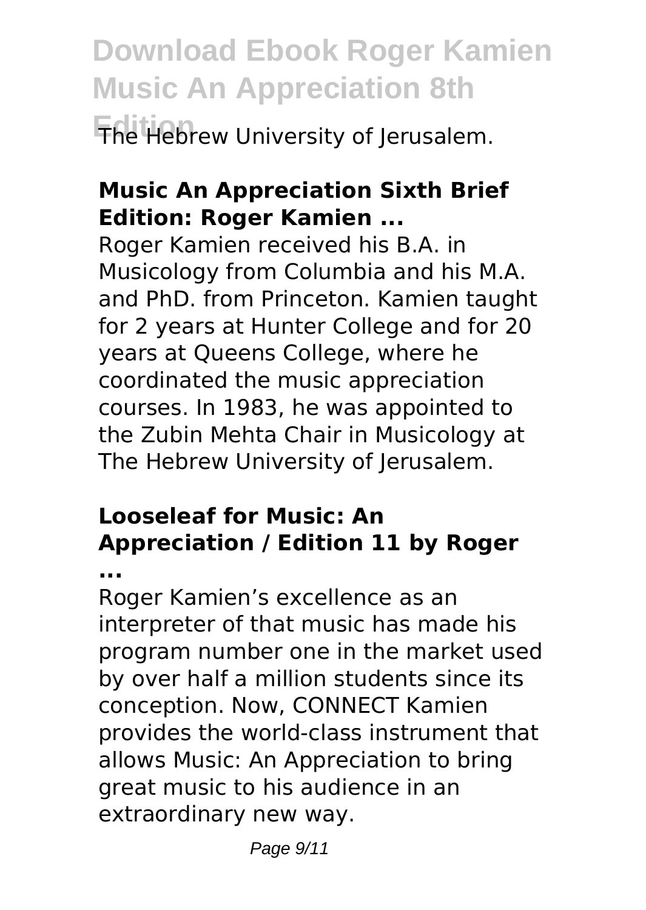The Hebrew University of Jerusalem.

## Music An Appreciation Sixth Brief Edition: Roger Kamien ...

Roger Kamien received his B.A. in Musicology from Columbia and his M.A. and PhD. from Princeton. Kamien taught for 2 years at Hunter College and for 20 years at Queens College, where he coordinated the music appreciation courses. In 1983, he was appointed to the Zubin Mehta Chair in Musicology at The Hebrew University of Jerusalem.

## Looseleaf for Music: An Appreciation / Edition 11 by Roger ...

Roger Kamien's excellence as an interpreter of that music has made his program number one in the market used by over half a million students since its conception. Now, CONNECT Kamien provides the world-class instrument that allows Music: An Appreciation to bring great music to his audience in an extraordinary new way.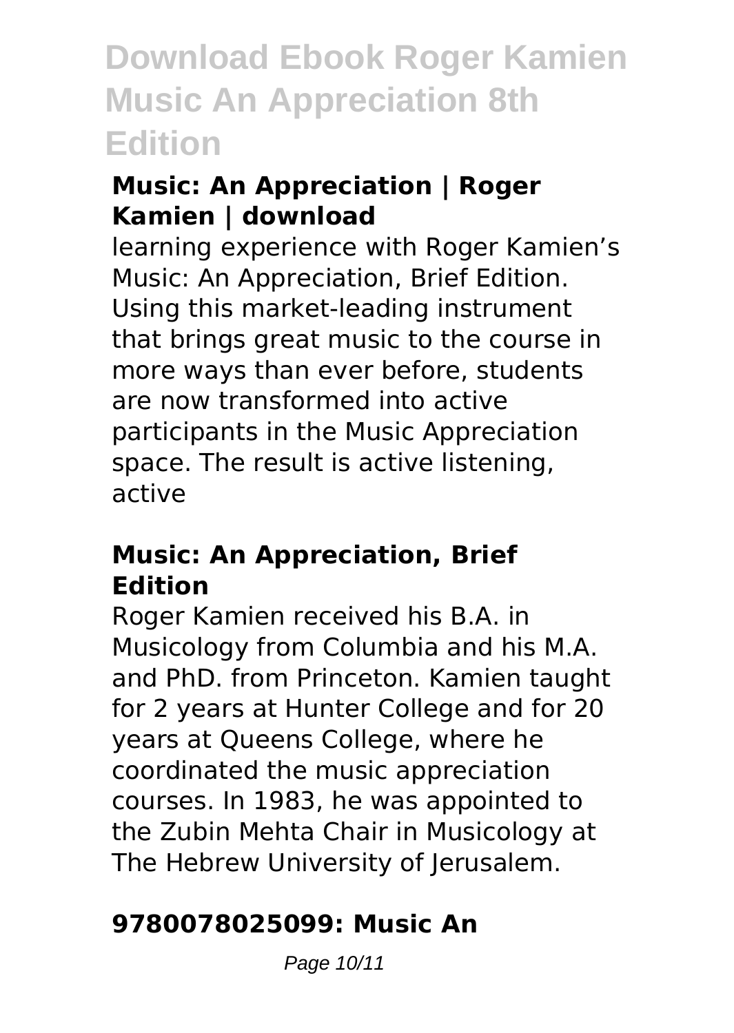## Music: An Appreciation | Roger Kamien | download

learning experience with Roger Kamien's Music: An Appreciation, Brief Edition. Using this market-leading instrument that brings great music to the course in more ways than ever before, students are now transformed into active participants in the Music Appreciation space. The result is active listening, active

## Music: An Appreciation, Brief Edition

Roger Kamien received his B.A. in Musicology from Columbia and his M.A. and PhD. from Princeton. Kamien taught for 2 years at Hunter College and for 20 years at Queens College, where he coordinated the music appreciation courses. In 1983, he was appointed to the Zubin Mehta Chair in Musicology at The Hebrew University of Jerusalem.

## 9780078025099: Music An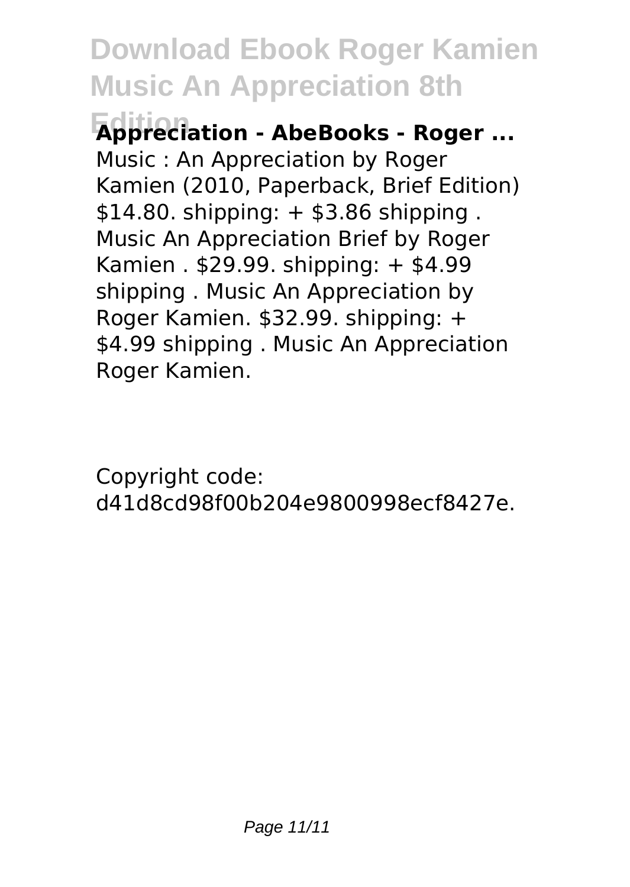**Appreciation - AbeBooks - Roger ...**

Music : An Appreciation by Roger Kamien (2010, Paperback, Brief Edition) $14.80. shipping: + $3.86 shipping . Music An Appreciation Brief by Roger Kamien . $29.99. shipping: + $4.99 shipping . Music An Appreciation by Roger Kamien. $32.99. shipping: + $4.99 shipping . Music An Appreciation Roger Kamien.

Copyright code: d41d8cd98f00b204e9800998ecf8427e.